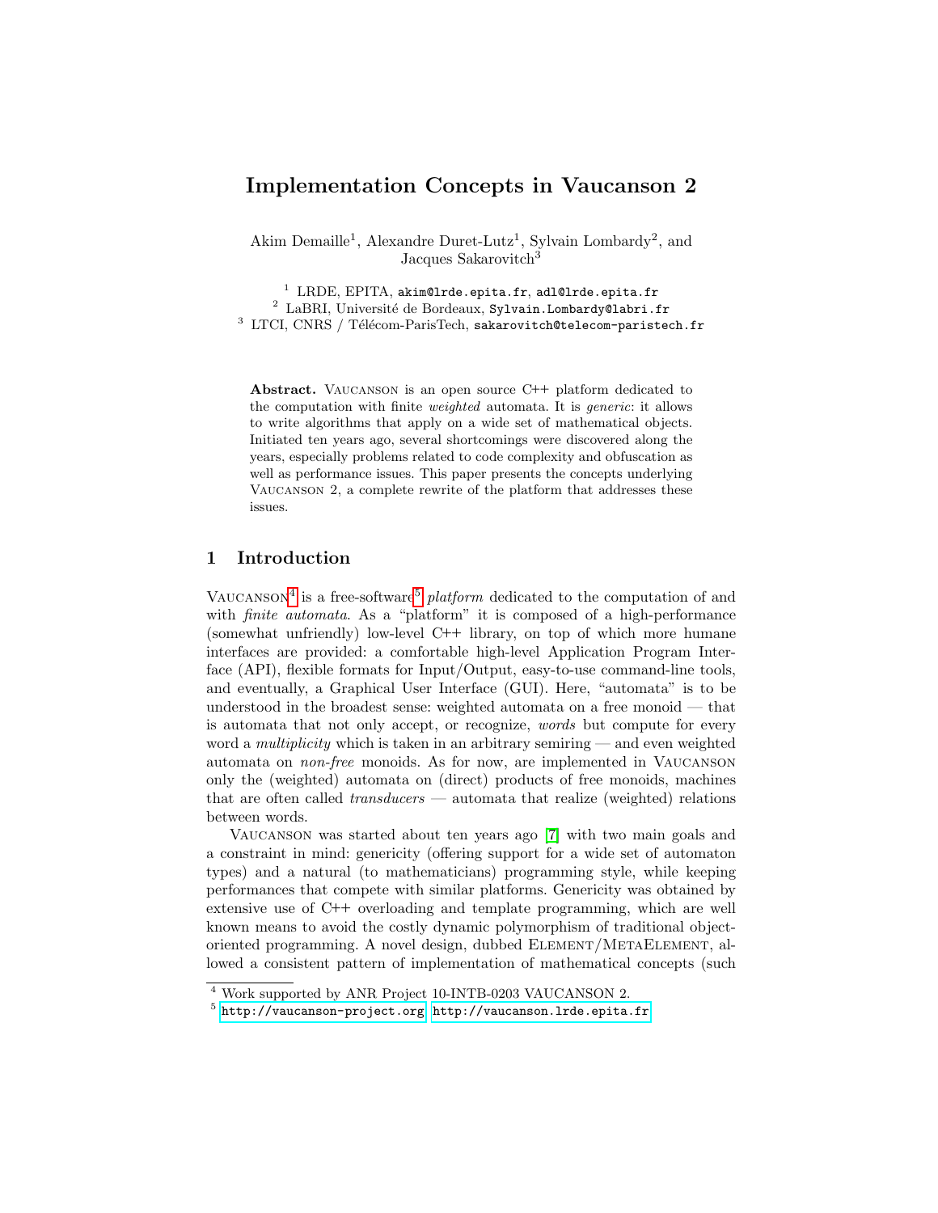# Implementation Concepts in Vaucanson 2

Akim Demaille[1], Alexandre Duret-Lutz[1], Sylvain Lombardy[2], and Jacques Sakarovitch[3]

[1] LRDE, EPITA, akim@lrde.epita.fr, adl@lrde.epita.fr
[2] LaBRI, Université de Bordeaux, Sylvain.Lombardy@labri.fr
[3] LTCI, CNRS / Télécom-ParisTech, sakarovitch@telecom-paristech.fr

**Abstract.** Vaucanson is an open source C++ platform dedicated to the computation with finite *weighted* automata. It is *generic*: it allows to write algorithms that apply on a wide set of mathematical objects. Initiated ten years ago, several shortcomings were discovered along the years, especially problems related to code complexity and obfuscation as well as performance issues. This paper presents the concepts underlying Vaucanson 2, a complete rewrite of the platform that addresses these issues.

## 1 Introduction

Vaucanson[4] is a free-software[5] *platform* dedicated to the computation of and with *finite automata*. As a "platform" it is composed of a high-performance (somewhat unfriendly) low-level C++ library, on top of which more humane interfaces are provided: a comfortable high-level Application Program Interface (API), flexible formats for Input/Output, easy-to-use command-line tools, and eventually, a Graphical User Interface (GUI). Here, "automata" is to be understood in the broadest sense: weighted automata on a free monoid — that is automata that not only accept, or recognize, *words* but compute for every word a *multiplicity* which is taken in an arbitrary semiring — and even weighted automata on *non-free* monoids. As for now, are implemented in Vaucanson only the (weighted) automata on (direct) products of free monoids, machines that are often called *transducers* — automata that realize (weighted) relations between words.

Vaucanson was started about ten years ago [7] with two main goals and a constraint in mind: genericity (offering support for a wide set of automaton types) and a natural (to mathematicians) programming style, while keeping performances that compete with similar platforms. Genericity was obtained by extensive use of C++ overloading and template programming, which are well known means to avoid the costly dynamic polymorphism of traditional object-oriented programming. A novel design, dubbed Element/MetaElement, allowed a consistent pattern of implementation of mathematical concepts (such

[4] Work supported by ANR Project 10-INTB-0203 VAUCANSON 2.
[5] http://vaucanson-project.org, http://vaucanson.lrde.epita.fr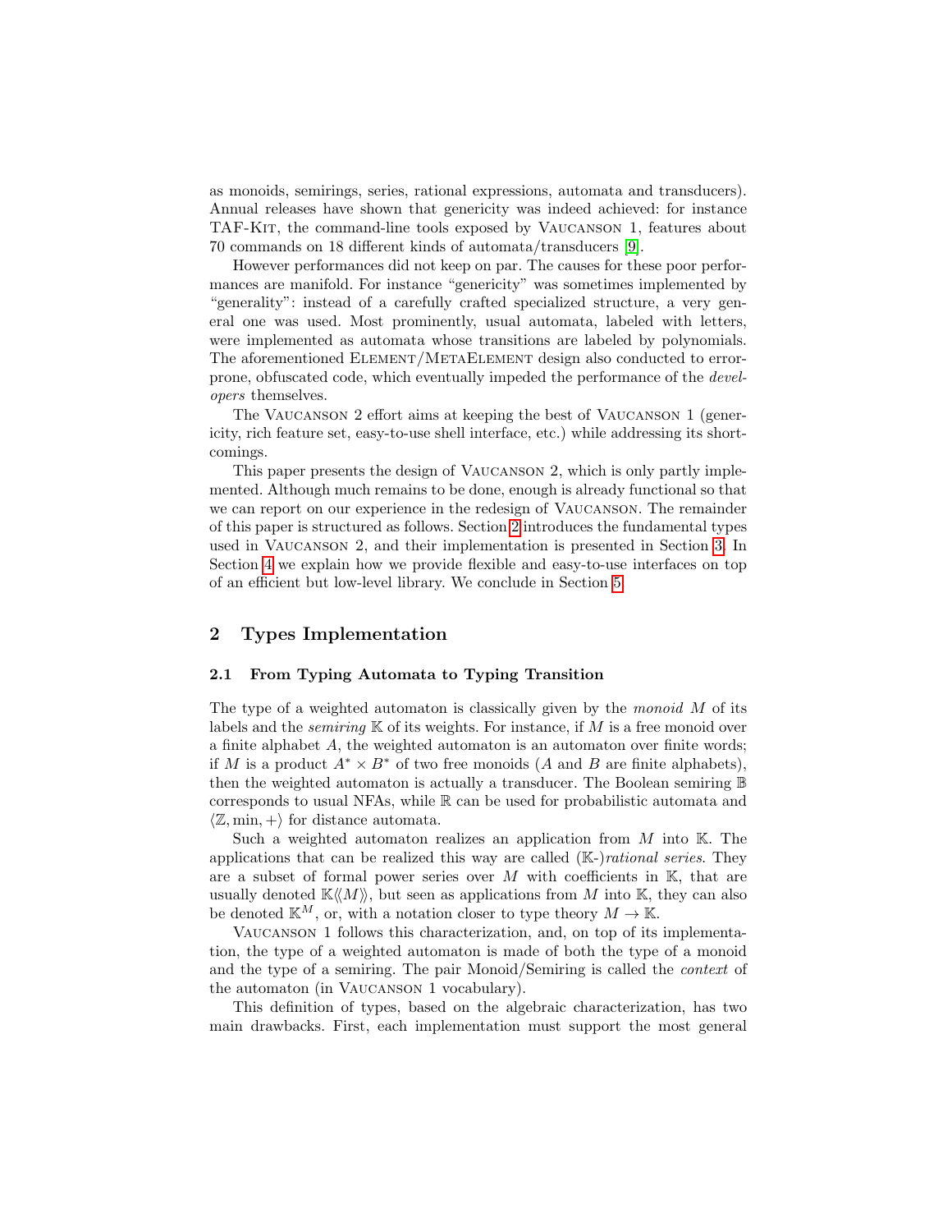as monoids, semirings, series, rational expressions, automata and transducers). Annual releases have shown that genericity was indeed achieved: for instance TAF-Kit, the command-line tools exposed by Vaucanson 1, features about 70 commands on 18 different kinds of automata/transducers [9].

However performances did not keep on par. The causes for these poor performances are manifold. For instance "genericity" was sometimes implemented by "generality": instead of a carefully crafted specialized structure, a very general one was used. Most prominently, usual automata, labeled with letters, were implemented as automata whose transitions are labeled by polynomials. The aforementioned Element/MetaElement design also conducted to error-prone, obfuscated code, which eventually impeded the performance of the *developers* themselves.

The Vaucanson 2 effort aims at keeping the best of Vaucanson 1 (genericity, rich feature set, easy-to-use shell interface, etc.) while addressing its shortcomings.

This paper presents the design of Vaucanson 2, which is only partly implemented. Although much remains to be done, enough is already functional so that we can report on our experience in the redesign of Vaucanson. The remainder of this paper is structured as follows. Section 2 introduces the fundamental types used in Vaucanson 2, and their implementation is presented in Section 3. In Section 4 we explain how we provide flexible and easy-to-use interfaces on top of an efficient but low-level library. We conclude in Section 5.

## 2 Types Implementation

### 2.1 From Typing Automata to Typing Transition

The type of a weighted automaton is classically given by the *monoid* $M$ of its labels and the *semiring* $\mathbb{K}$ of its weights. For instance, if $M$ is a free monoid over a finite alphabet $A$, the weighted automaton is an automaton over finite words; if $M$ is a product $A^* \times B^*$ of two free monoids ($A$ and $B$ are finite alphabets), then the weighted automaton is actually a transducer. The Boolean semiring $\mathbb{B}$ corresponds to usual NFAs, while $\mathbb{R}$ can be used for probabilistic automata and $\langle \mathbb{Z}, \min, + \rangle$ for distance automata.

Such a weighted automaton realizes an application from $M$ into $\mathbb{K}$. The applications that can be realized this way are called ($\mathbb{K}$-)*rational series*. They are a subset of formal power series over $M$ with coefficients in $\mathbb{K}$, that are usually denoted $\mathbb{K}\langle\langle M \rangle\rangle$, but seen as applications from $M$ into $\mathbb{K}$, they can also be denoted $\mathbb{K}^M$, or, with a notation closer to type theory $M \to \mathbb{K}$.

Vaucanson 1 follows this characterization, and, on top of its implementation, the type of a weighted automaton is made of both the type of a monoid and the type of a semiring. The pair Monoid/Semiring is called the *context* of the automaton (in Vaucanson 1 vocabulary).

This definition of types, based on the algebraic characterization, has two main drawbacks. First, each implementation must support the most general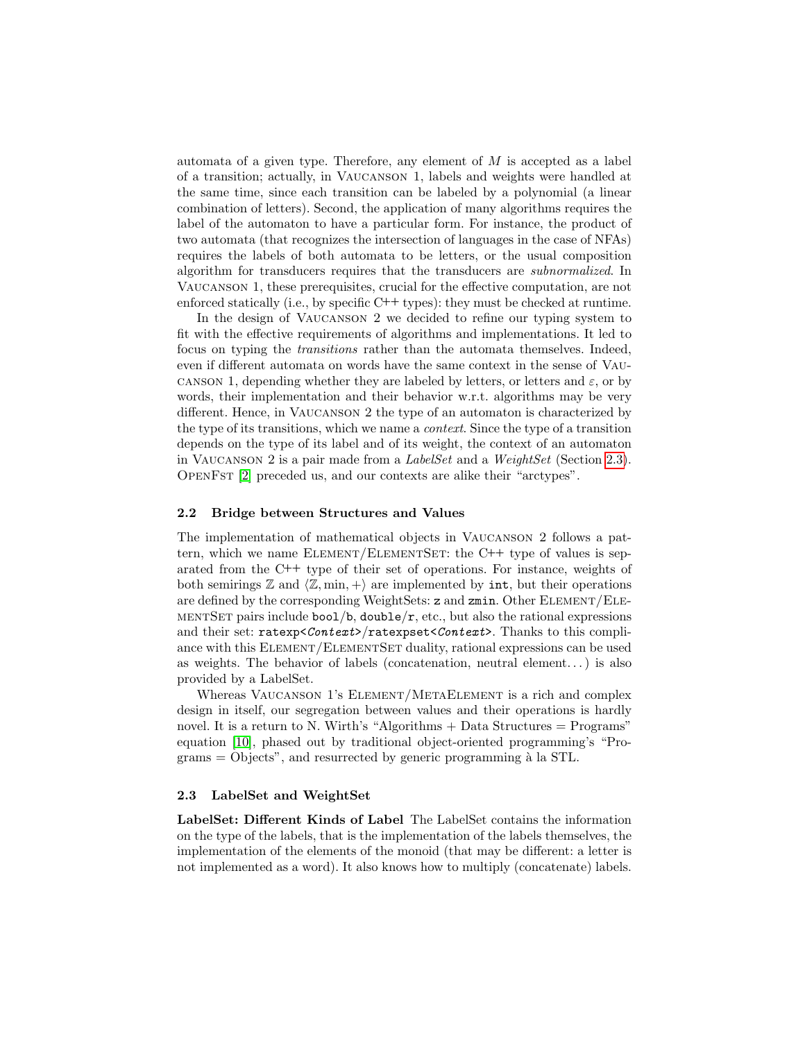automata of a given type. Therefore, any element of $M$ is accepted as a label of a transition; actually, in Vaucanson 1, labels and weights were handled at the same time, since each transition can be labeled by a polynomial (a linear combination of letters). Second, the application of many algorithms requires the label of the automaton to have a particular form. For instance, the product of two automata (that recognizes the intersection of languages in the case of NFAs) requires the labels of both automata to be letters, or the usual composition algorithm for transducers requires that the transducers are *subnormalized*. In Vaucanson 1, these prerequisites, crucial for the effective computation, are not enforced statically (i.e., by specific C++ types): they must be checked at runtime.

In the design of Vaucanson 2 we decided to refine our typing system to fit with the effective requirements of algorithms and implementations. It led to focus on typing the *transitions* rather than the automata themselves. Indeed, even if different automata on words have the same context in the sense of Vaucanson 1, depending whether they are labeled by letters, or letters and $\varepsilon$, or by words, their implementation and their behavior w.r.t. algorithms may be very different. Hence, in Vaucanson 2 the type of an automaton is characterized by the type of its transitions, which we name a *context*. Since the type of a transition depends on the type of its label and of its weight, the context of an automaton in Vaucanson 2 is a pair made from a *LabelSet* and a *WeightSet* (Section 2.3). OpenFst [2] preceded us, and our contexts are alike their "arctypes".

### 2.2 Bridge between Structures and Values

The implementation of mathematical objects in Vaucanson 2 follows a pattern, which we name Element/ElementSet: the C++ type of values is separated from the C++ type of their set of operations. For instance, weights of both semirings $\mathbb{Z}$ and $\langle \mathbb{Z}, \min, + \rangle$ are implemented by `int`, but their operations are defined by the corresponding WeightSets: `z` and `zmin`. Other Element/ElementSet pairs include `bool`/`b`, `double`/`r`, etc., but also the rational expressions and their set: `ratexp<Context>`/`ratexpset<Context>`. Thanks to this compliance with this Element/ElementSet duality, rational expressions can be used as weights. The behavior of labels (concatenation, neutral element...) is also provided by a LabelSet.

Whereas Vaucanson 1's Element/MetaElement is a rich and complex design in itself, our segregation between values and their operations is hardly novel. It is a return to N. Wirth's "Algorithms + Data Structures = Programs" equation [10], phased out by traditional object-oriented programming's "Programs = Objects", and resurrected by generic programming à la STL.

### 2.3 LabelSet and WeightSet

**LabelSet: Different Kinds of Label** The LabelSet contains the information on the type of the labels, that is the implementation of the labels themselves, the implementation of the elements of the monoid (that may be different: a letter is not implemented as a word). It also knows how to multiply (concatenate) labels.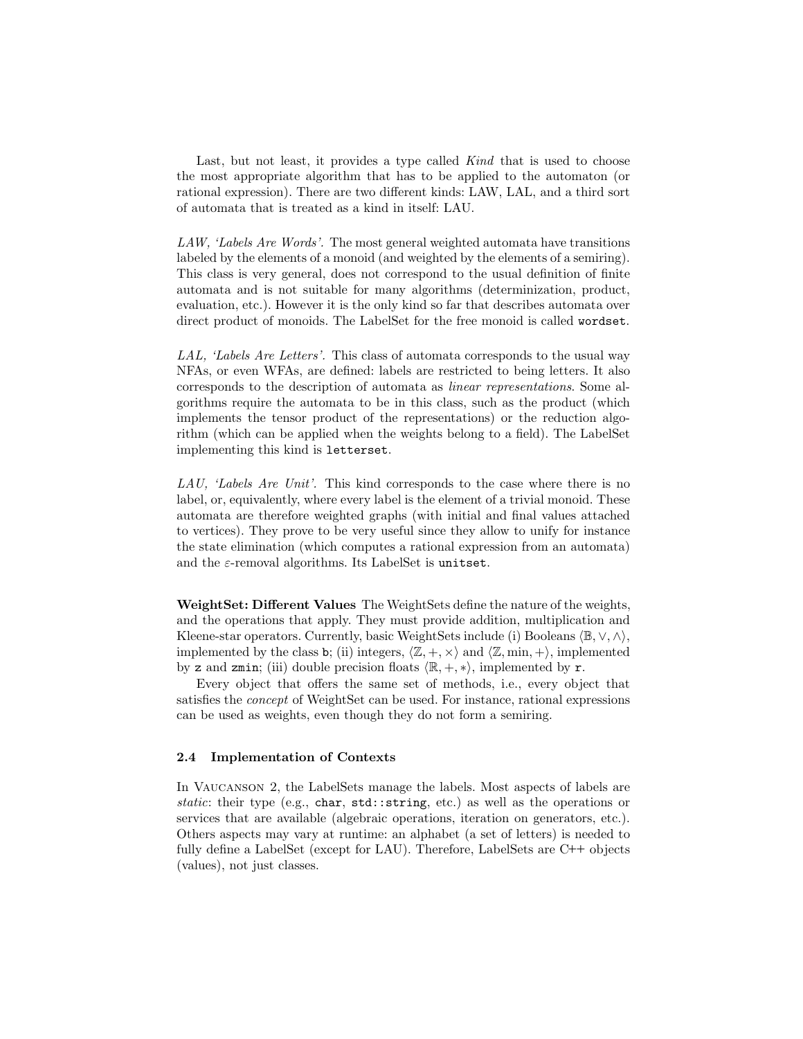Last, but not least, it provides a type called *Kind* that is used to choose the most appropriate algorithm that has to be applied to the automaton (or rational expression). There are two different kinds: LAW, LAL, and a third sort of automata that is treated as a kind in itself: LAU.

*LAW, 'Labels Are Words'.* The most general weighted automata have transitions labeled by the elements of a monoid (and weighted by the elements of a semiring). This class is very general, does not correspond to the usual definition of finite automata and is not suitable for many algorithms (determinization, product, evaluation, etc.). However it is the only kind so far that describes automata over direct product of monoids. The LabelSet for the free monoid is called `wordset`.

*LAL, 'Labels Are Letters'.* This class of automata corresponds to the usual way NFAs, or even WFAs, are defined: labels are restricted to being letters. It also corresponds to the description of automata as *linear representations*. Some algorithms require the automata to be in this class, such as the product (which implements the tensor product of the representations) or the reduction algorithm (which can be applied when the weights belong to a field). The LabelSet implementing this kind is `letterset`.

*LAU, 'Labels Are Unit'.* This kind corresponds to the case where there is no label, or, equivalently, where every label is the element of a trivial monoid. These automata are therefore weighted graphs (with initial and final values attached to vertices). They prove to be very useful since they allow to unify for instance the state elimination (which computes a rational expression from an automata) and the $\varepsilon$-removal algorithms. Its LabelSet is `unitset`.

**WeightSet: Different Values** The WeightSets define the nature of the weights, and the operations that apply. They must provide addition, multiplication and Kleene-star operators. Currently, basic WeightSets include (i) Booleans $\langle \mathbb{B}, \vee, \wedge \rangle$, implemented by the class `b`; (ii) integers, $\langle \mathbb{Z}, +, \times \rangle$ and $\langle \mathbb{Z}, \min, + \rangle$, implemented by `z` and `zmin`; (iii) double precision floats $\langle \mathbb{R}, +, * \rangle$, implemented by `r`.

Every object that offers the same set of methods, i.e., every object that satisfies the *concept* of WeightSet can be used. For instance, rational expressions can be used as weights, even though they do not form a semiring.

### 2.4 Implementation of Contexts

In Vaucanson 2, the LabelSets manage the labels. Most aspects of labels are *static*: their type (e.g., `char`, `std::string`, etc.) as well as the operations or services that are available (algebraic operations, iteration on generators, etc.). Others aspects may vary at runtime: an alphabet (a set of letters) is needed to fully define a LabelSet (except for LAU). Therefore, LabelSets are C++ objects (values), not just classes.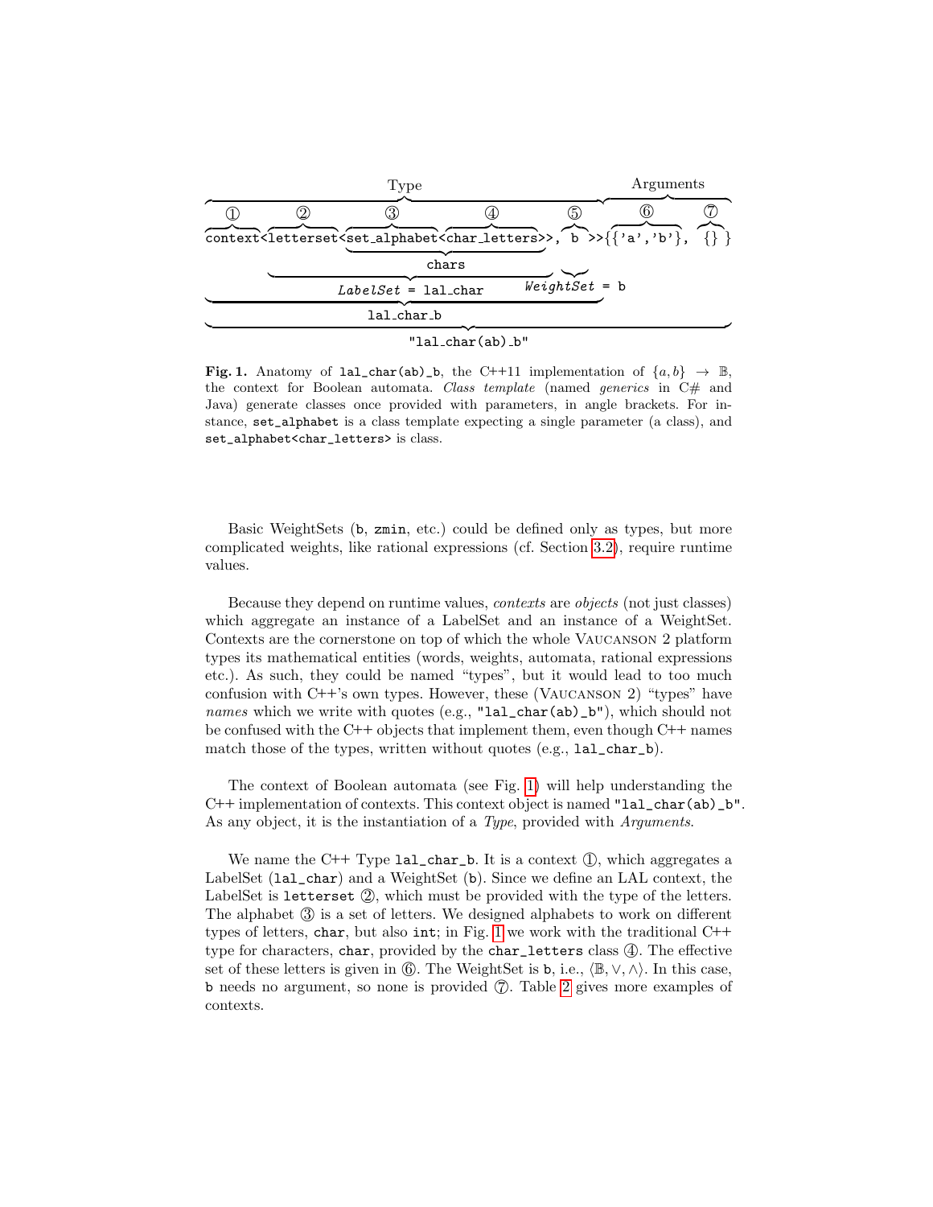```
                            Type                                    Arguments
 ①          ②             ③                ④              ⑤          ⑥          ⑦
context<letterset<set_alphabet<char_letters>>, b >>{{'a','b'},  {} }
                   \_____________chars_____________/
          \_______LabelSet = lal_char__________/  WeightSet = b
\______________________lal_char_b____________________/
\______________________________"lal_char(ab)_b"______________________________/
```

**Fig. 1.** Anatomy of `lal_char(ab)_b`, the C++11 implementation of $\{a, b\} \to \mathbb{B}$, the context for Boolean automata. *Class template* (named *generics* in C# and Java) generate classes once provided with parameters, in angle brackets. For instance, `set_alphabet` is a class template expecting a single parameter (a class), and `set_alphabet<char_letters>` is class.

Basic WeightSets (`b`, `zmin`, etc.) could be defined only as types, but more complicated weights, like rational expressions (cf. Section 3.2), require runtime values.

Because they depend on runtime values, *contexts* are *objects* (not just classes) which aggregate an instance of a LabelSet and an instance of a WeightSet. Contexts are the cornerstone on top of which the whole Vaucanson 2 platform types its mathematical entities (words, weights, automata, rational expressions etc.). As such, they could be named "types", but it would lead to too much confusion with C++'s own types. However, these (Vaucanson 2) "types" have *names* which we write with quotes (e.g., `"lal_char(ab)_b"`), which should not be confused with the C++ objects that implement them, even though C++ names match those of the types, written without quotes (e.g., `lal_char_b`).

The context of Boolean automata (see Fig. 1) will help understanding the C++ implementation of contexts. This context object is named `"lal_char(ab)_b"`. As any object, it is the instantiation of a *Type*, provided with *Arguments*.

We name the C++ Type `lal_char_b`. It is a context ①, which aggregates a LabelSet (`lal_char`) and a WeightSet (`b`). Since we define an LAL context, the LabelSet is `letterset` ②, which must be provided with the type of the letters. The alphabet ③ is a set of letters. We designed alphabets to work on different types of letters, `char`, but also `int`; in Fig. 1 we work with the traditional C++ type for characters, `char`, provided by the `char_letters` class ④. The effective set of these letters is given in ⑥. The WeightSet is `b`, i.e., $\langle \mathbb{B}, \vee, \wedge \rangle$. In this case, `b` needs no argument, so none is provided ⑦. Table 2 gives more examples of contexts.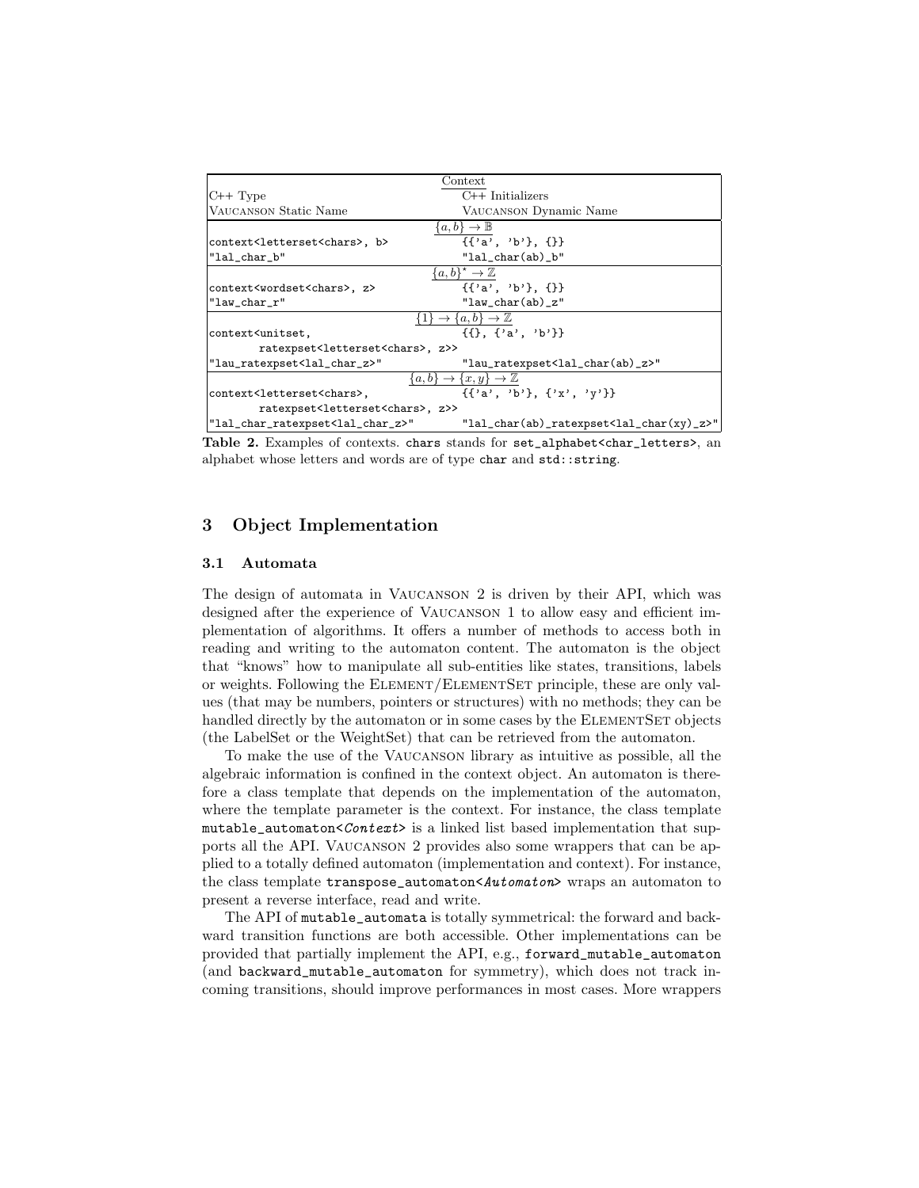| Context | |
|---|---|
| C++ Type<br>VAUCANSON Static Name | C++ Initializers<br>VAUCANSON Dynamic Name |
| $\{a, b\} \to \mathbb{B}$ | |
| `context<letterset<chars>, b>` | `{{'a', 'b'}, {}}` |
| `"lal_char_b"` | `"lal_char(ab)_b"` |
| $\{a, b\}^\star \to \mathbb{Z}$ | |
| `context<wordset<chars>, z>` | `{{'a', 'b'}, {}}` |
| `"law_char_r"` | `"law_char(ab)_z"` |
| $\{1\} \to \{a, b\} \to \mathbb{Z}$ | |
| `context<unitset, ratexpset<letterset<chars>, z>>` | `{{}, {'a', 'b'}}` |
| `"lau_ratexpset<lal_char_z>"` | `"lau_ratexpset<lal_char(ab)_z>"` |
| $\{a, b\} \to \{x, y\} \to \mathbb{Z}$ | |
| `context<letterset<chars>, ratexpset<letterset<chars>, z>>` | `{{'a', 'b'}, {'x', 'y'}}` |
| `"lal_char_ratexpset<lal_char_z>"` | `"lal_char(ab)_ratexpset<lal_char(xy)_z>"` |

**Table 2.** Examples of contexts. `chars` stands for `set_alphabet<char_letters>`, an alphabet whose letters and words are of type `char` and `std::string`.

## 3 Object Implementation

### 3.1 Automata

The design of automata in VAUCANSON 2 is driven by their API, which was designed after the experience of VAUCANSON 1 to allow easy and efficient implementation of algorithms. It offers a number of methods to access both in reading and writing to the automaton content. The automaton is the object that "knows" how to manipulate all sub-entities like states, transitions, labels or weights. Following the ELEMENT/ELEMENTSET principle, these are only values (that may be numbers, pointers or structures) with no methods; they can be handled directly by the automaton or in some cases by the ELEMENTSET objects (the LabelSet or the WeightSet) that can be retrieved from the automaton.

To make the use of the VAUCANSON library as intuitive as possible, all the algebraic information is confined in the context object. An automaton is therefore a class template that depends on the implementation of the automaton, where the template parameter is the context. For instance, the class template `mutable_automaton<Context>` is a linked list based implementation that supports all the API. VAUCANSON 2 provides also some wrappers that can be applied to a totally defined automaton (implementation and context). For instance, the class template `transpose_automaton<Automaton>` wraps an automaton to present a reverse interface, read and write.

The API of `mutable_automata` is totally symmetrical: the forward and backward transition functions are both accessible. Other implementations can be provided that partially implement the API, e.g., `forward_mutable_automaton` (and `backward_mutable_automaton` for symmetry), which does not track incoming transitions, should improve performances in most cases. More wrappers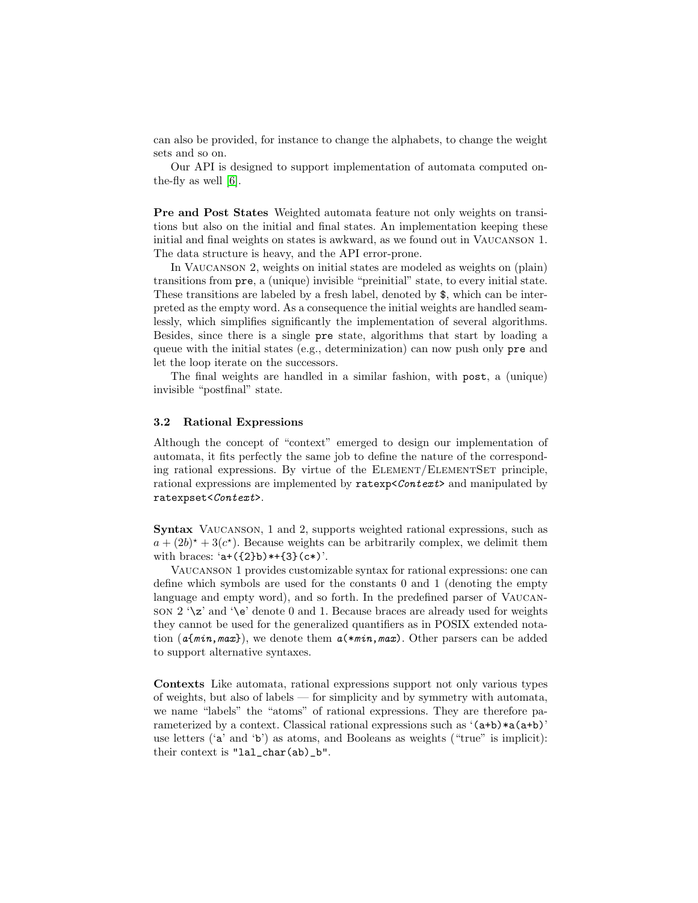can also be provided, for instance to change the alphabets, to change the weight sets and so on.

Our API is designed to support implementation of automata computed on-the-fly as well [6].

**Pre and Post States** Weighted automata feature not only weights on transitions but also on the initial and final states. An implementation keeping these initial and final weights on states is awkward, as we found out in Vaucanson 1. The data structure is heavy, and the API error-prone.

In Vaucanson 2, weights on initial states are modeled as weights on (plain) transitions from `pre`, a (unique) invisible "preinitial" state, to every initial state. These transitions are labeled by a fresh label, denoted by `$`, which can be interpreted as the empty word. As a consequence the initial weights are handled seamlessly, which simplifies significantly the implementation of several algorithms. Besides, since there is a single `pre` state, algorithms that start by loading a queue with the initial states (e.g., determinization) can now push only `pre` and let the loop iterate on the successors.

The final weights are handled in a similar fashion, with `post`, a (unique) invisible "postfinal" state.

### 3.2 Rational Expressions

Although the concept of "context" emerged to design our implementation of automata, it fits perfectly the same job to define the nature of the corresponding rational expressions. By virtue of the Element/ElementSet principle, rational expressions are implemented by `ratexp<`*Context*`>` and manipulated by `ratexpset<`*Context*`>`.

**Syntax** Vaucanson, 1 and 2, supports weighted rational expressions, such as $a + (2b)^{\star} + 3(c^{\star})$. Because weights can be arbitrarily complex, we delimit them with braces: '`a+({2}b)*+{3}(c*)`'.

Vaucanson 1 provides customizable syntax for rational expressions: one can define which symbols are used for the constants 0 and 1 (denoting the empty language and empty word), and so forth. In the predefined parser of Vaucanson 2 '`\z`' and '`\e`' denote 0 and 1. Because braces are already used for weights they cannot be used for the generalized quantifiers as in POSIX extended notation ($a${*min*,*max*}), we denote them $a$(\**min*,*max*). Other parsers can be added to support alternative syntaxes.

**Contexts** Like automata, rational expressions support not only various types of weights, but also of labels — for simplicity and by symmetry with automata, we name "labels" the "atoms" of rational expressions. They are therefore parameterized by a context. Classical rational expressions such as '`(a+b)*a(a+b)`' use letters ('`a`' and '`b`') as atoms, and Booleans as weights ("true" is implicit): their context is `"lal_char(ab)_b"`.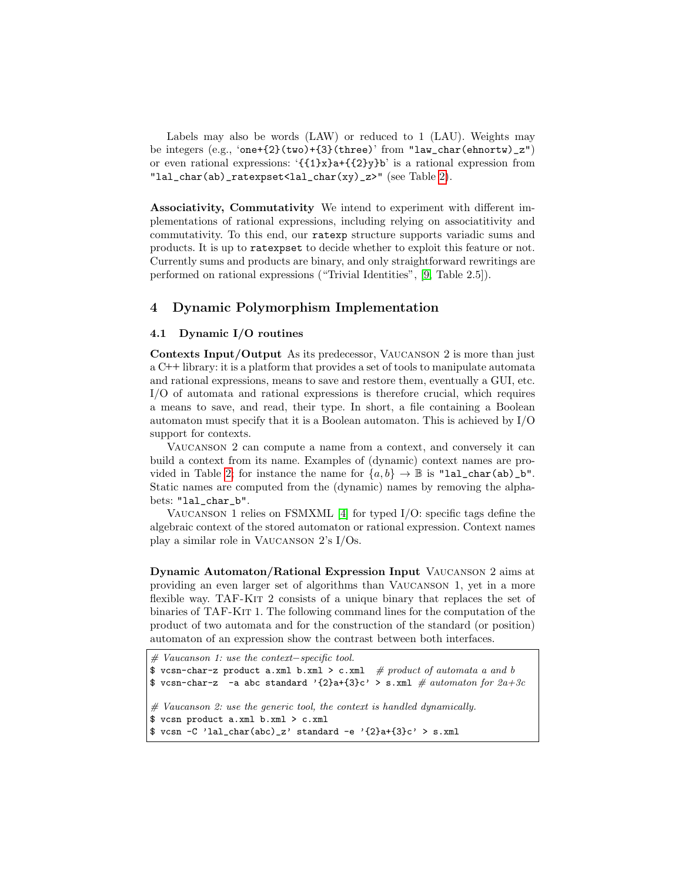Labels may also be words (LAW) or reduced to 1 (LAU). Weights may be integers (e.g., '`one+{2}(two)+{3}(three)`' from `"law_char(ehnortw)_z"`) or even rational expressions: '`{{1}x}a+{{2}y}b`' is a rational expression from `"lal_char(ab)_ratexpset<lal_char(xy)_z>"` (see Table 2).

**Associativity, Commutativity** We intend to experiment with different implementations of rational expressions, including relying on associatitivity and commutativity. To this end, our `ratexp` structure supports variadic sums and products. It is up to `ratexpset` to decide whether to exploit this feature or not. Currently sums and products are binary, and only straightforward rewritings are performed on rational expressions ("Trivial Identities", [9, Table 2.5]).

## 4 Dynamic Polymorphism Implementation

### 4.1 Dynamic I/O routines

**Contexts Input/Output** As its predecessor, Vaucanson 2 is more than just a C++ library: it is a platform that provides a set of tools to manipulate automata and rational expressions, means to save and restore them, eventually a GUI, etc. I/O of automata and rational expressions is therefore crucial, which requires a means to save, and read, their type. In short, a file containing a Boolean automaton must specify that it is a Boolean automaton. This is achieved by I/O support for contexts.

Vaucanson 2 can compute a name from a context, and conversely it can build a context from its name. Examples of (dynamic) context names are provided in Table 2; for instance the name for $\{a, b\} \to \mathbb{B}$ is `"lal_char(ab)_b"`. Static names are computed from the (dynamic) names by removing the alphabets: `"lal_char_b"`.

Vaucanson 1 relies on FSMXML [4] for typed I/O: specific tags define the algebraic context of the stored automaton or rational expression. Context names play a similar role in Vaucanson 2's I/Os.

**Dynamic Automaton/Rational Expression Input** Vaucanson 2 aims at providing an even larger set of algorithms than Vaucanson 1, yet in a more flexible way. TAF-Kit 2 consists of a unique binary that replaces the set of binaries of TAF-Kit 1. The following command lines for the computation of the product of two automata and for the construction of the standard (or position) automaton of an expression show the contrast between both interfaces.

```
# Vaucanson 1: use the context-specific tool.
$ vcsn-char-z product a.xml b.xml > c.xml   # product of automata a and b
$ vcsn-char-z  -a abc standard '{2}a+{3}c' > s.xml  # automaton for 2a+3c

# Vaucanson 2: use the generic tool, the context is handled dynamically.
$ vcsn product a.xml b.xml > c.xml
$ vcsn -C 'lal_char(abc)_z' standard -e '{2}a+{3}c' > s.xml
```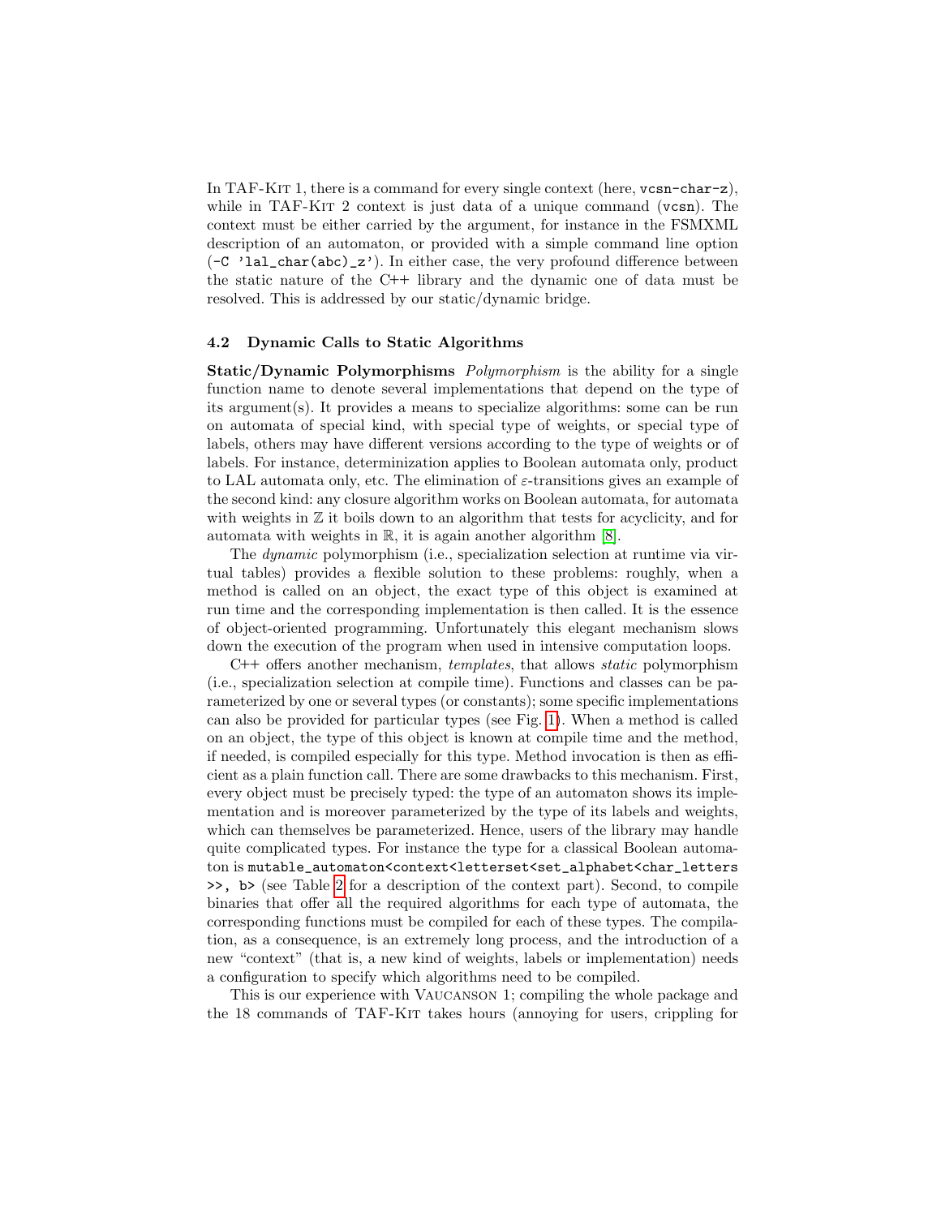In TAF-Kit 1, there is a command for every single context (here, `vcsn-char-z`), while in TAF-Kit 2 context is just data of a unique command (`vcsn`). The context must be either carried by the argument, for instance in the FSMXML description of an automaton, or provided with a simple command line option (`-C 'lal_char(abc)_z'`). In either case, the very profound difference between the static nature of the C++ library and the dynamic one of data must be resolved. This is addressed by our static/dynamic bridge.

### 4.2 Dynamic Calls to Static Algorithms

**Static/Dynamic Polymorphisms** *Polymorphism* is the ability for a single function name to denote several implementations that depend on the type of its argument(s). It provides a means to specialize algorithms: some can be run on automata of special kind, with special type of weights, or special type of labels, others may have different versions according to the type of weights or of labels. For instance, determinization applies to Boolean automata only, product to LAL automata only, etc. The elimination of $\varepsilon$-transitions gives an example of the second kind: any closure algorithm works on Boolean automata, for automata with weights in $\mathbb{Z}$ it boils down to an algorithm that tests for acyclicity, and for automata with weights in $\mathbb{R}$, it is again another algorithm [8].

The *dynamic* polymorphism (i.e., specialization selection at runtime via virtual tables) provides a flexible solution to these problems: roughly, when a method is called on an object, the exact type of this object is examined at run time and the corresponding implementation is then called. It is the essence of object-oriented programming. Unfortunately this elegant mechanism slows down the execution of the program when used in intensive computation loops.

C++ offers another mechanism, *templates*, that allows *static* polymorphism (i.e., specialization selection at compile time). Functions and classes can be parameterized by one or several types (or constants); some specific implementations can also be provided for particular types (see Fig. 1). When a method is called on an object, the type of this object is known at compile time and the method, if needed, is compiled especially for this type. Method invocation is then as efficient as a plain function call. There are some drawbacks to this mechanism. First, every object must be precisely typed: the type of an automaton shows its implementation and is moreover parameterized by the type of its labels and weights, which can themselves be parameterized. Hence, users of the library may handle quite complicated types. For instance the type for a classical Boolean automaton is `mutable_automaton<context<letterset<set_alphabet<char_letters>>, b>` (see Table 2 for a description of the context part). Second, to compile binaries that offer all the required algorithms for each type of automata, the corresponding functions must be compiled for each of these types. The compilation, as a consequence, is an extremely long process, and the introduction of a new "context" (that is, a new kind of weights, labels or implementation) needs a configuration to specify which algorithms need to be compiled.

This is our experience with Vaucanson 1; compiling the whole package and the 18 commands of TAF-Kit takes hours (annoying for users, crippling for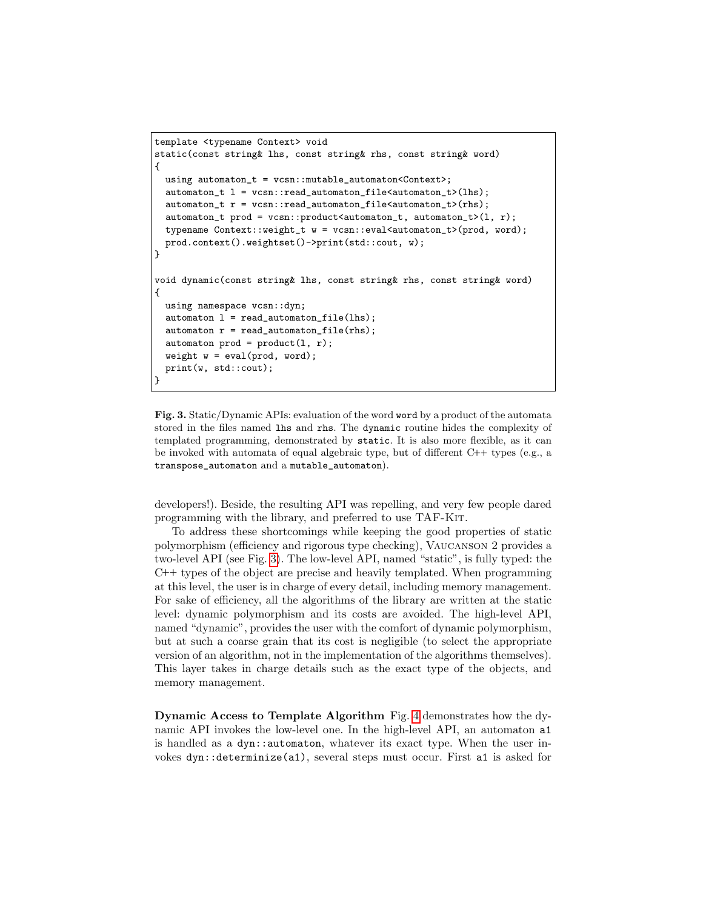```
template <typename Context> void
static(const string& lhs, const string& rhs, const string& word)
{
  using automaton_t = vcsn::mutable_automaton<Context>;
  automaton_t l = vcsn::read_automaton_file<automaton_t>(lhs);
  automaton_t r = vcsn::read_automaton_file<automaton_t>(rhs);
  automaton_t prod = vcsn::product<automaton_t, automaton_t>(l, r);
  typename Context::weight_t w = vcsn::eval<automaton_t>(prod, word);
  prod.context().weightset()->print(std::cout, w);
}

void dynamic(const string& lhs, const string& rhs, const string& word)
{
  using namespace vcsn::dyn;
  automaton l = read_automaton_file(lhs);
  automaton r = read_automaton_file(rhs);
  automaton prod = product(l, r);
  weight w = eval(prod, word);
  print(w, std::cout);
}
```

**Fig. 3.** Static/Dynamic APIs: evaluation of the word `word` by a product of the automata stored in the files named `lhs` and `rhs`. The `dynamic` routine hides the complexity of templated programming, demonstrated by `static`. It is also more flexible, as it can be invoked with automata of equal algebraic type, but of different C++ types (e.g., a `transpose_automaton` and a `mutable_automaton`).

developers!). Beside, the resulting API was repelling, and very few people dared programming with the library, and preferred to use TAF-Kit.

To address these shortcomings while keeping the good properties of static polymorphism (efficiency and rigorous type checking), Vaucanson 2 provides a two-level API (see Fig. 3). The low-level API, named "static", is fully typed: the C++ types of the object are precise and heavily templated. When programming at this level, the user is in charge of every detail, including memory management. For sake of efficiency, all the algorithms of the library are written at the static level: dynamic polymorphism and its costs are avoided. The high-level API, named "dynamic", provides the user with the comfort of dynamic polymorphism, but at such a coarse grain that its cost is negligible (to select the appropriate version of an algorithm, not in the implementation of the algorithms themselves). This layer takes in charge details such as the exact type of the objects, and memory management.

**Dynamic Access to Template Algorithm** Fig. 4 demonstrates how the dynamic API invokes the low-level one. In the high-level API, an automaton `a1` is handled as a `dyn::automaton`, whatever its exact type. When the user invokes `dyn::determinize(a1)`, several steps must occur. First `a1` is asked for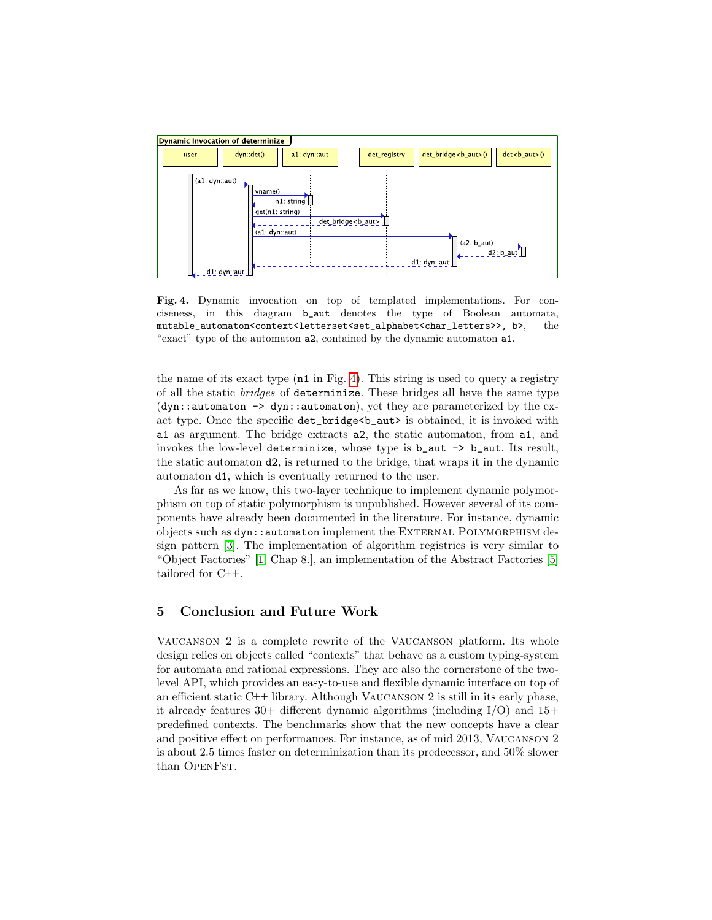Fig. 4. Dynamic invocation on top of templated implementations. For conciseness, in this diagram `b_aut` denotes the type of Boolean automata, `mutable_automaton<context<letterset<set_alphabet<char_letters>>, b>`, the "exact" type of the automaton `a2`, contained by the dynamic automaton `a1`.

the name of its exact type (`n1` in Fig. 4). This string is used to query a registry of all the static *bridges* of `determinize`. These bridges all have the same type (`dyn::automaton -> dyn::automaton`), yet they are parameterized by the exact type. Once the specific `det_bridge<b_aut>` is obtained, it is invoked with `a1` as argument. The bridge extracts `a2`, the static automaton, from `a1`, and invokes the low-level `determinize`, whose type is `b_aut -> b_aut`. Its result, the static automaton `d2`, is returned to the bridge, that wraps it in the dynamic automaton `d1`, which is eventually returned to the user.

As far as we know, this two-layer technique to implement dynamic polymorphism on top of static polymorphism is unpublished. However several of its components have already been documented in the literature. For instance, dynamic objects such as `dyn::automaton` implement the External Polymorphism design pattern [3]. The implementation of algorithm registries is very similar to "Object Factories" [1, Chap 8.], an implementation of the Abstract Factories [5] tailored for C++.

## 5 Conclusion and Future Work

Vaucanson 2 is a complete rewrite of the Vaucanson platform. Its whole design relies on objects called "contexts" that behave as a custom typing-system for automata and rational expressions. They are also the cornerstone of the two-level API, which provides an easy-to-use and flexible dynamic interface on top of an efficient static C++ library. Although Vaucanson 2 is still in its early phase, it already features 30+ different dynamic algorithms (including I/O) and 15+ predefined contexts. The benchmarks show that the new concepts have a clear and positive effect on performances. For instance, as of mid 2013, Vaucanson 2 is about 2.5 times faster on determinization than its predecessor, and 50% slower than OpenFst.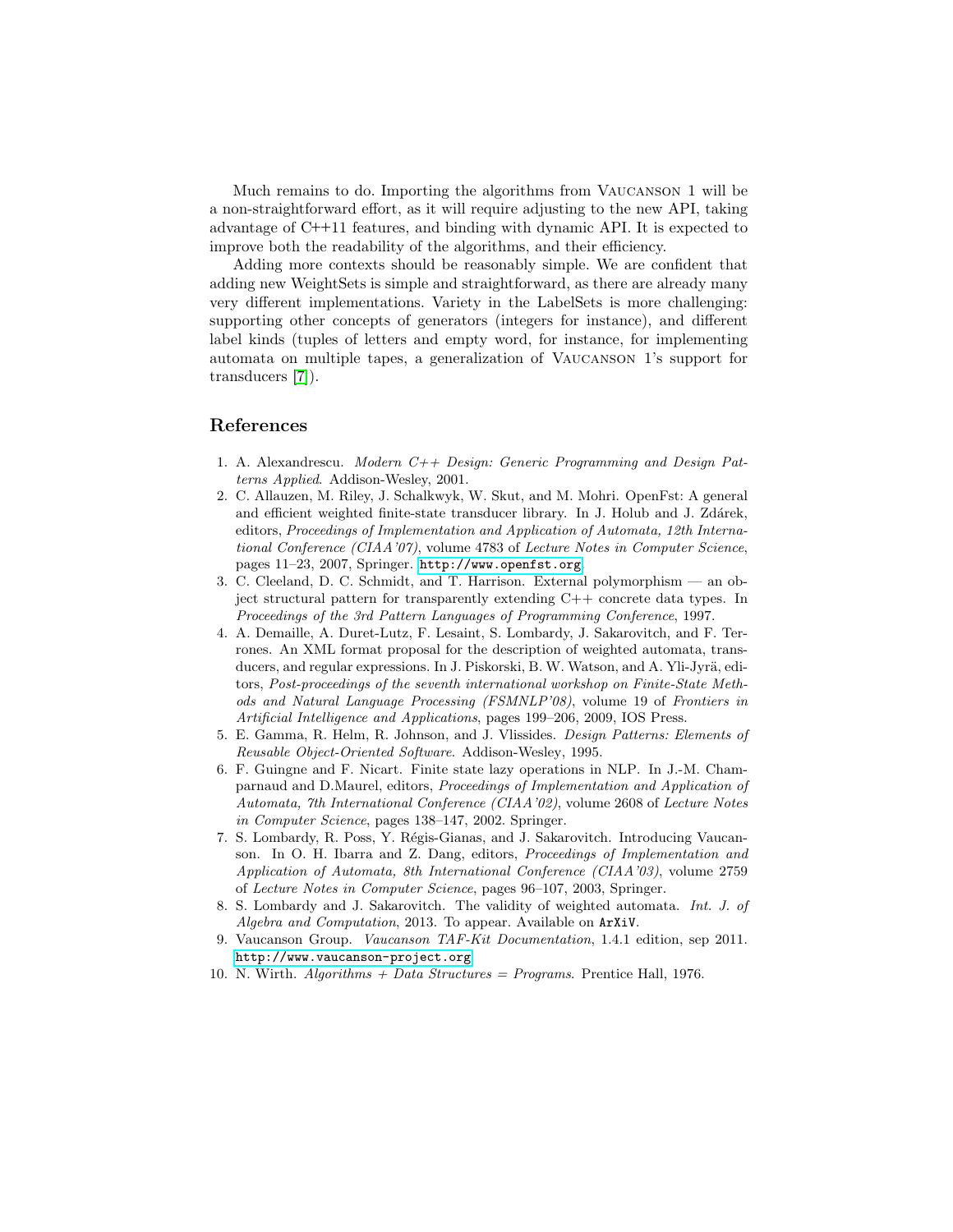Much remains to do. Importing the algorithms from Vaucanson 1 will be a non-straightforward effort, as it will require adjusting to the new API, taking advantage of C++11 features, and binding with dynamic API. It is expected to improve both the readability of the algorithms, and their efficiency.

Adding more contexts should be reasonably simple. We are confident that adding new WeightSets is simple and straightforward, as there are already many very different implementations. Variety in the LabelSets is more challenging: supporting other concepts of generators (integers for instance), and different label kinds (tuples of letters and empty word, for instance, for implementing automata on multiple tapes, a generalization of Vaucanson 1's support for transducers [7]).

## References

1. A. Alexandrescu. *Modern C++ Design: Generic Programming and Design Patterns Applied*. Addison-Wesley, 2001.
2. C. Allauzen, M. Riley, J. Schalkwyk, W. Skut, and M. Mohri. OpenFst: A general and efficient weighted finite-state transducer library. In J. Holub and J. Zdárek, editors, *Proceedings of Implementation and Application of Automata, 12th International Conference (CIAA'07)*, volume 4783 of *Lecture Notes in Computer Science*, pages 11–23, 2007, Springer. `http://www.openfst.org`.
3. C. Cleeland, D. C. Schmidt, and T. Harrison. External polymorphism — an object structural pattern for transparently extending C++ concrete data types. In *Proceedings of the 3rd Pattern Languages of Programming Conference*, 1997.
4. A. Demaille, A. Duret-Lutz, F. Lesaint, S. Lombardy, J. Sakarovitch, and F. Terrones. An XML format proposal for the description of weighted automata, transducers, and regular expressions. In J. Piskorski, B. W. Watson, and A. Yli-Jyrä, editors, *Post-proceedings of the seventh international workshop on Finite-State Methods and Natural Language Processing (FSMNLP'08)*, volume 19 of *Frontiers in Artificial Intelligence and Applications*, pages 199–206, 2009, IOS Press.
5. E. Gamma, R. Helm, R. Johnson, and J. Vlissides. *Design Patterns: Elements of Reusable Object-Oriented Software*. Addison-Wesley, 1995.
6. F. Guingne and F. Nicart. Finite state lazy operations in NLP. In J.-M. Champarnaud and D.Maurel, editors, *Proceedings of Implementation and Application of Automata, 7th International Conference (CIAA'02)*, volume 2608 of *Lecture Notes in Computer Science*, pages 138–147, 2002. Springer.
7. S. Lombardy, R. Poss, Y. Régis-Gianas, and J. Sakarovitch. Introducing Vaucanson. In O. H. Ibarra and Z. Dang, editors, *Proceedings of Implementation and Application of Automata, 8th International Conference (CIAA'03)*, volume 2759 of *Lecture Notes in Computer Science*, pages 96–107, 2003, Springer.
8. S. Lombardy and J. Sakarovitch. The validity of weighted automata. *Int. J. of Algebra and Computation*, 2013. To appear. Available on `ArXiV`.
9. Vaucanson Group. *Vaucanson TAF-Kit Documentation*, 1.4.1 edition, sep 2011. `http://www.vaucanson-project.org`.
10. N. Wirth. *Algorithms + Data Structures = Programs*. Prentice Hall, 1976.